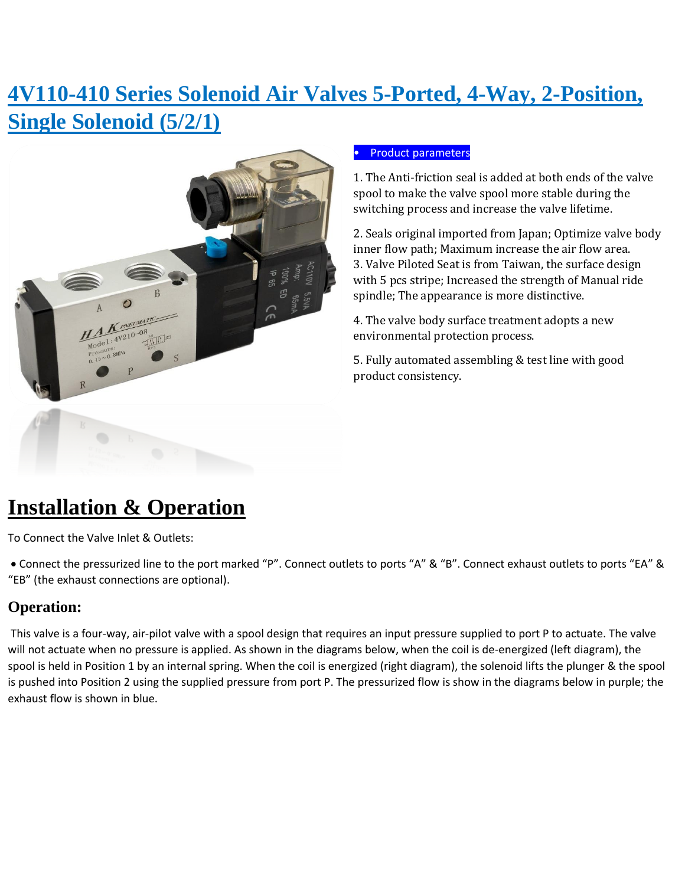# 4V110-410 Series Solenoid Air Valves 5-Ported, 4-Way, 2-Position, Single Solenoid (5/2/1)

- Product parameters

1. The Anti-friction seal is added at both ends of the valve spool to make the valve spool more stable during the switching process and increase the valve lifetime.

2. Seals original imported from Japan; Optimize valve body inner flow path; Maximum increase the air flow area.
3. Valve Piloted Seat is from Taiwan, the surface design with 5 pcs stripe; Increased the strength of Manual ride spindle; The appearance is more distinctive.

4. The valve body surface treatment adopts a new environmental protection process.

5. Fully automated assembling & test line with good product consistency.

# Installation & Operation

To Connect the Valve Inlet & Outlets:

- Connect the pressurized line to the port marked "P". Connect outlets to ports "A" & "B". Connect exhaust outlets to ports "EA" & "EB" (the exhaust connections are optional).

## Operation:

This valve is a four-way, air-pilot valve with a spool design that requires an input pressure supplied to port P to actuate. The valve will not actuate when no pressure is applied. As shown in the diagrams below, when the coil is de-energized (left diagram), the spool is held in Position 1 by an internal spring. When the coil is energized (right diagram), the solenoid lifts the plunger & the spool is pushed into Position 2 using the supplied pressure from port P. The pressurized flow is show in the diagrams below in purple; the exhaust flow is shown in blue.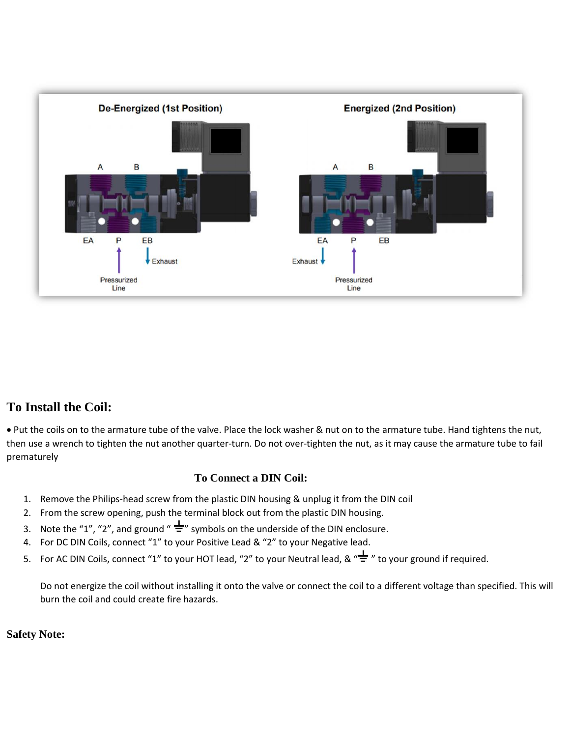## To Install the Coil:

• Put the coils on to the armature tube of the valve. Place the lock washer & nut on to the armature tube. Hand tightens the nut, then use a wrench to tighten the nut another quarter-turn. Do not over-tighten the nut, as it may cause the armature tube to fail prematurely

### To Connect a DIN Coil:

1. Remove the Philips-head screw from the plastic DIN housing & unplug it from the DIN coil
2. From the screw opening, push the terminal block out from the plastic DIN housing.
3. Note the "1", "2", and ground " ⏚" symbols on the underside of the DIN enclosure.
4. For DC DIN Coils, connect "1" to your Positive Lead & "2" to your Negative lead.
5. For AC DIN Coils, connect "1" to your HOT lead, "2" to your Neutral lead, & "⏚ " to your ground if required.

   Do not energize the coil without installing it onto the valve or connect the coil to a different voltage than specified. This will burn the coil and could create fire hazards.

### Safety Note: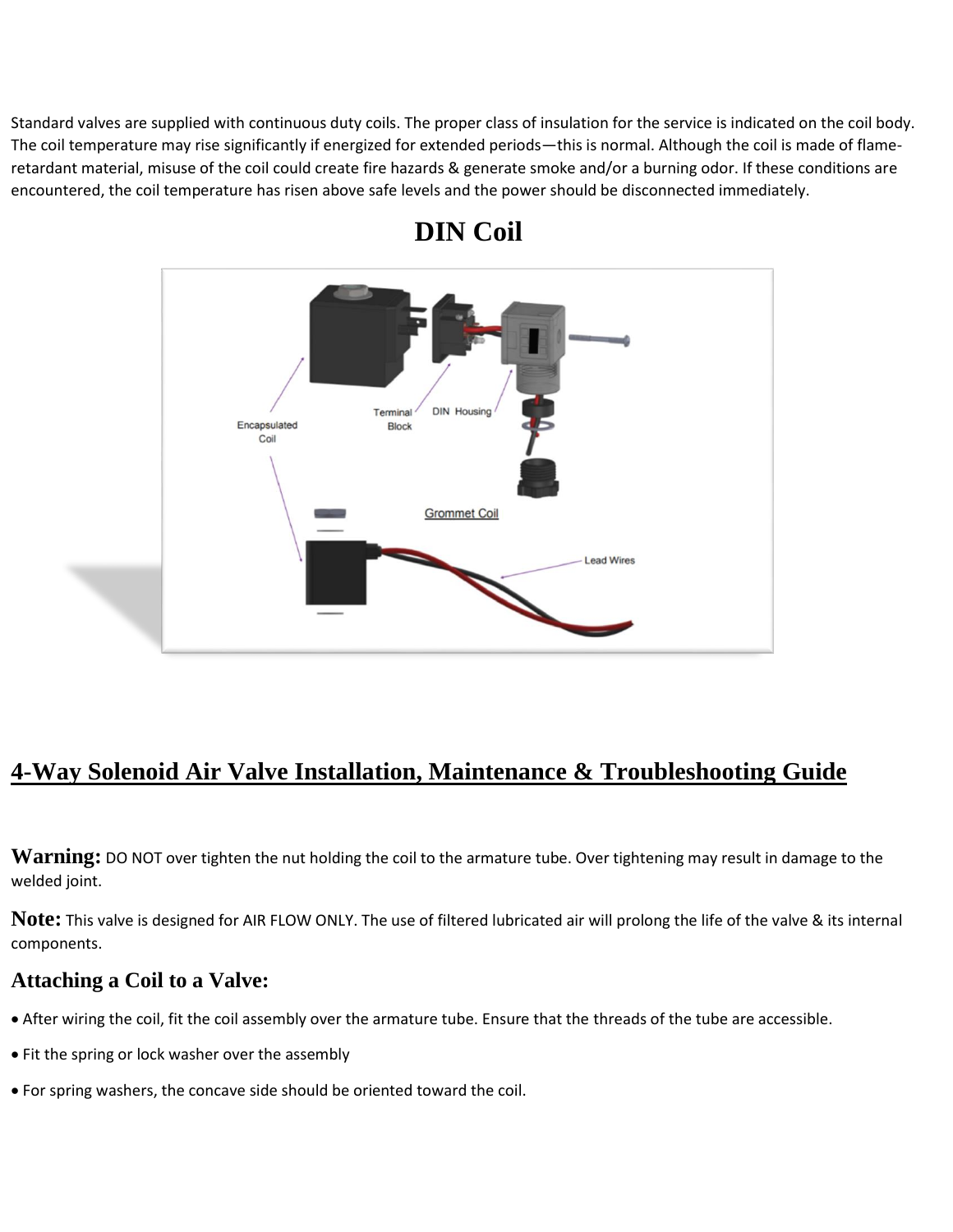Standard valves are supplied with continuous duty coils. The proper class of insulation for the service is indicated on the coil body. The coil temperature may rise significantly if energized for extended periods—this is normal. Although the coil is made of flame-retardant material, misuse of the coil could create fire hazards & generate smoke and/or a burning odor. If these conditions are encountered, the coil temperature has risen above safe levels and the power should be disconnected immediately.

## DIN Coil

# 4-Way Solenoid Air Valve Installation, Maintenance & Troubleshooting Guide

**Warning:** DO NOT over tighten the nut holding the coil to the armature tube. Over tightening may result in damage to the welded joint.

**Note:** This valve is designed for AIR FLOW ONLY. The use of filtered lubricated air will prolong the life of the valve & its internal components.

### Attaching a Coil to a Valve:

- After wiring the coil, fit the coil assembly over the armature tube. Ensure that the threads of the tube are accessible.
- Fit the spring or lock washer over the assembly
- For spring washers, the concave side should be oriented toward the coil.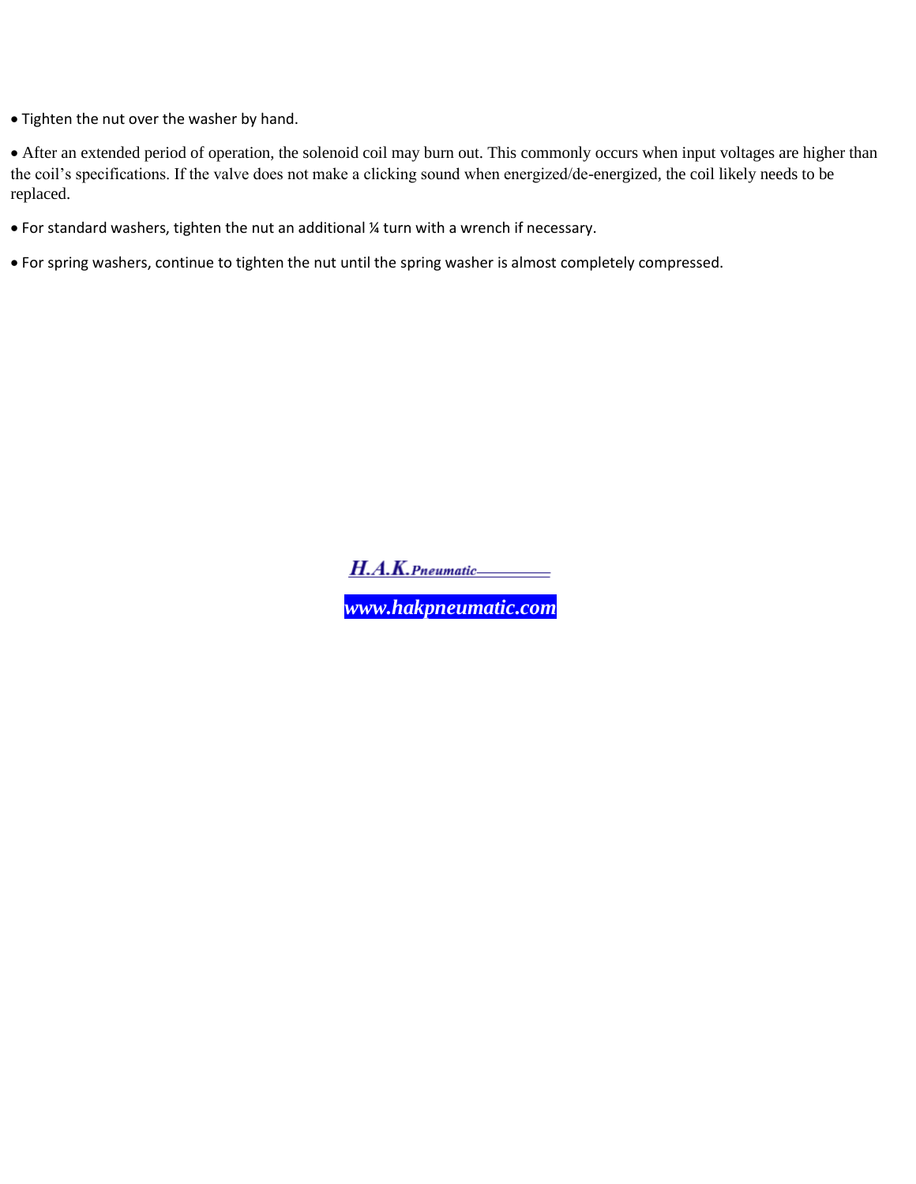- Tighten the nut over the washer by hand.

- After an extended period of operation, the solenoid coil may burn out. This commonly occurs when input voltages are higher than the coil's specifications. If the valve does not make a clicking sound when energized/de-energized, the coil likely needs to be replaced.

- For standard washers, tighten the nut an additional ¼ turn with a wrench if necessary.

- For spring washers, continue to tighten the nut until the spring washer is almost completely compressed.

***H.A.K.*** *Pneumatic*

***www.hakpneumatic.com***